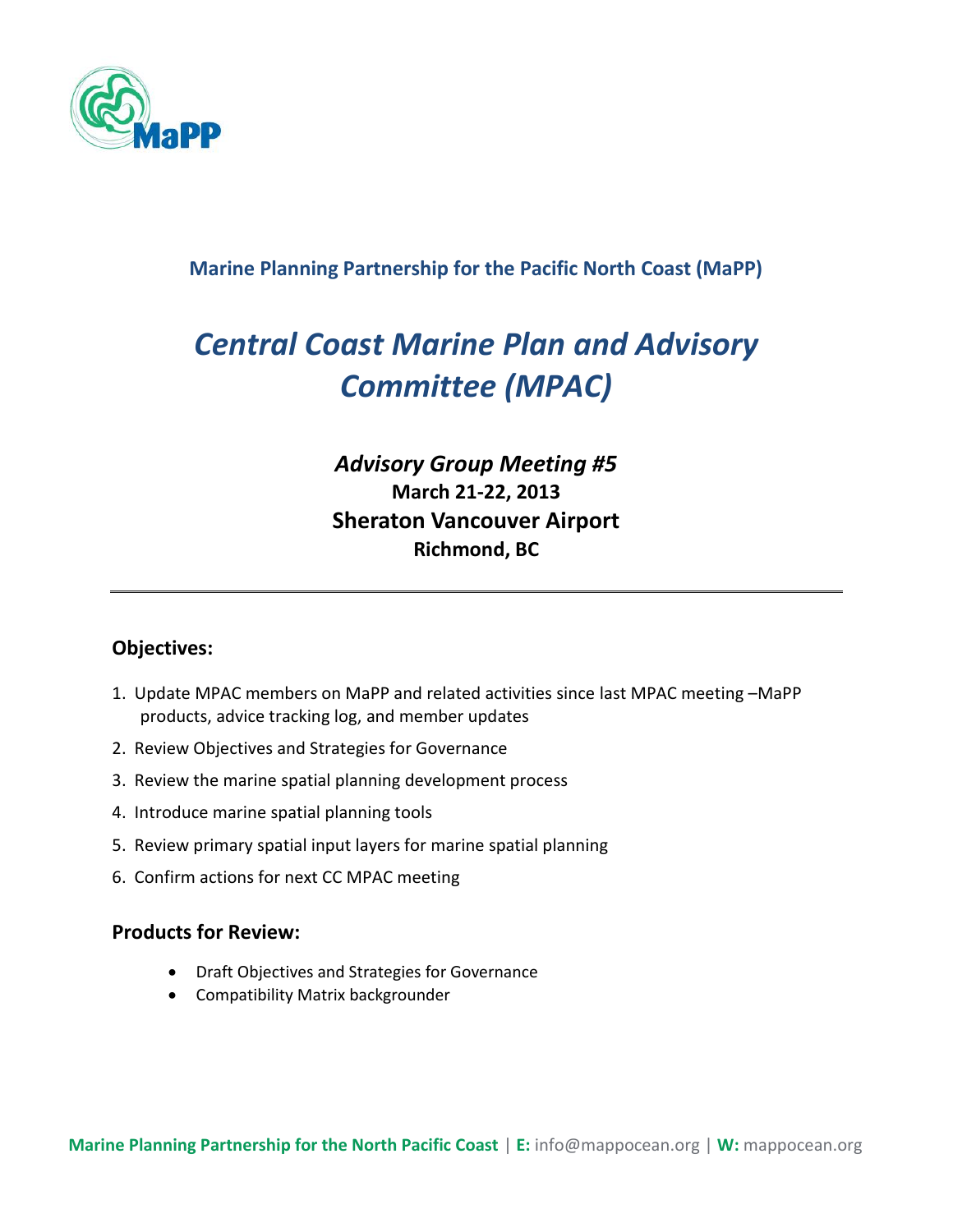**Marine Planning Partnership for the Pacific North Coast (MaPP)**

# *Central Coast Marine Plan and Advisory Committee (MPAC)*

## *Advisory Group Meeting #5*

**March 21-22, 2013**

**Sheraton Vancouver Airport**

**Richmond, BC**

---

### Objectives:

1. Update MPAC members on MaPP and related activities since last MPAC meeting –MaPP products, advice tracking log, and member updates
2. Review Objectives and Strategies for Governance
3. Review the marine spatial planning development process
4. Introduce marine spatial planning tools
5. Review primary spatial input layers for marine spatial planning
6. Confirm actions for next CC MPAC meeting

### Products for Review:

- Draft Objectives and Strategies for Governance
- Compatibility Matrix backgrounder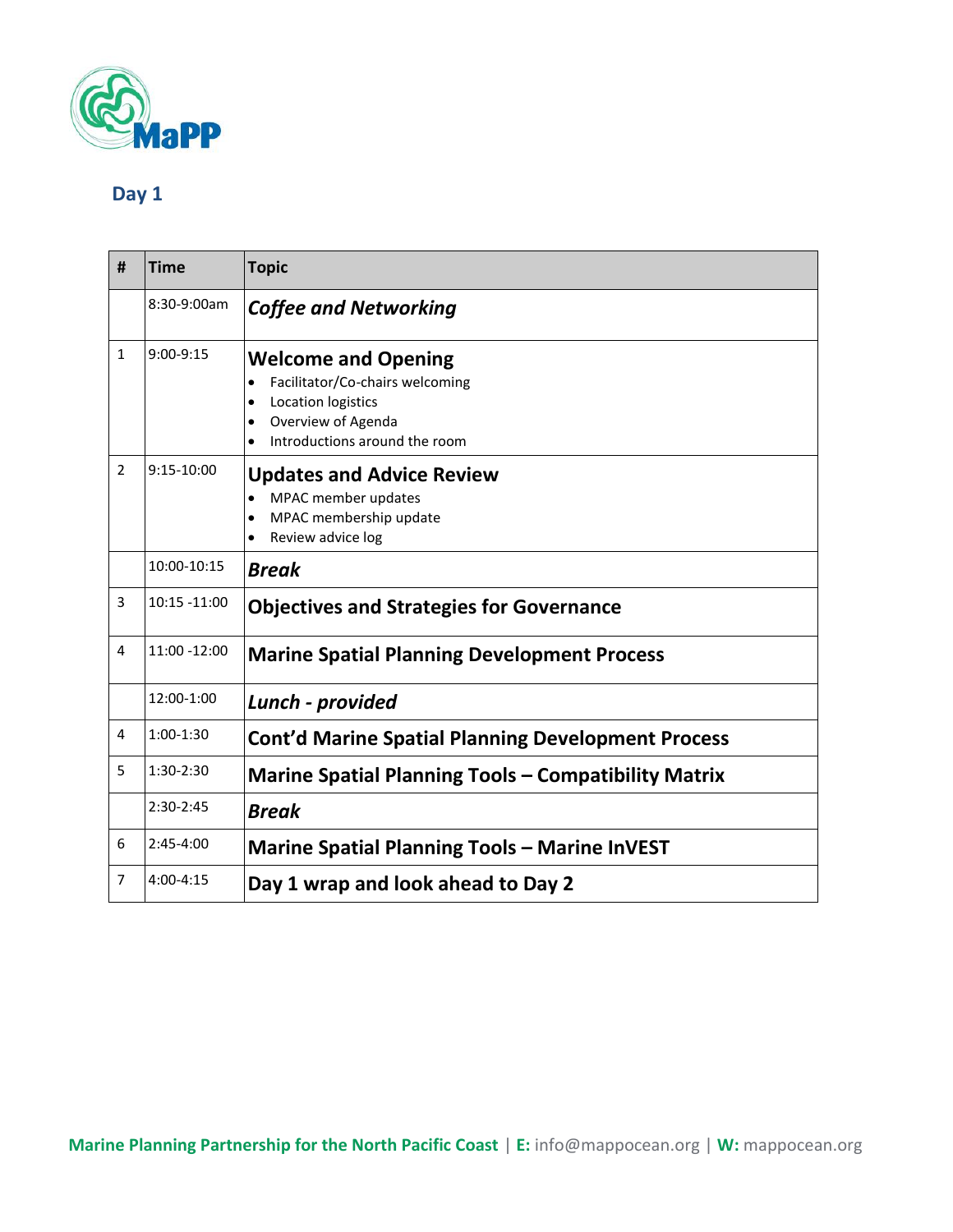## Day 1

| # | Time | Topic |
|---|---|---|
| | 8:30-9:00am | ***Coffee and Networking*** |
| 1 | 9:00-9:15 | **Welcome and Opening**<br>• Facilitator/Co-chairs welcoming<br>• Location logistics<br>• Overview of Agenda<br>• Introductions around the room |
| 2 | 9:15-10:00 | **Updates and Advice Review**<br>• MPAC member updates<br>• MPAC membership update<br>• Review advice log |
| | 10:00-10:15 | ***Break*** |
| 3 | 10:15 -11:00 | **Objectives and Strategies for Governance** |
| 4 | 11:00 -12:00 | **Marine Spatial Planning Development Process** |
| | 12:00-1:00 | ***Lunch - provided*** |
| 4 | 1:00-1:30 | **Cont'd Marine Spatial Planning Development Process** |
| 5 | 1:30-2:30 | **Marine Spatial Planning Tools – Compatibility Matrix** |
| | 2:30-2:45 | ***Break*** |
| 6 | 2:45-4:00 | **Marine Spatial Planning Tools – Marine InVEST** |
| 7 | 4:00-4:15 | **Day 1 wrap and look ahead to Day 2** |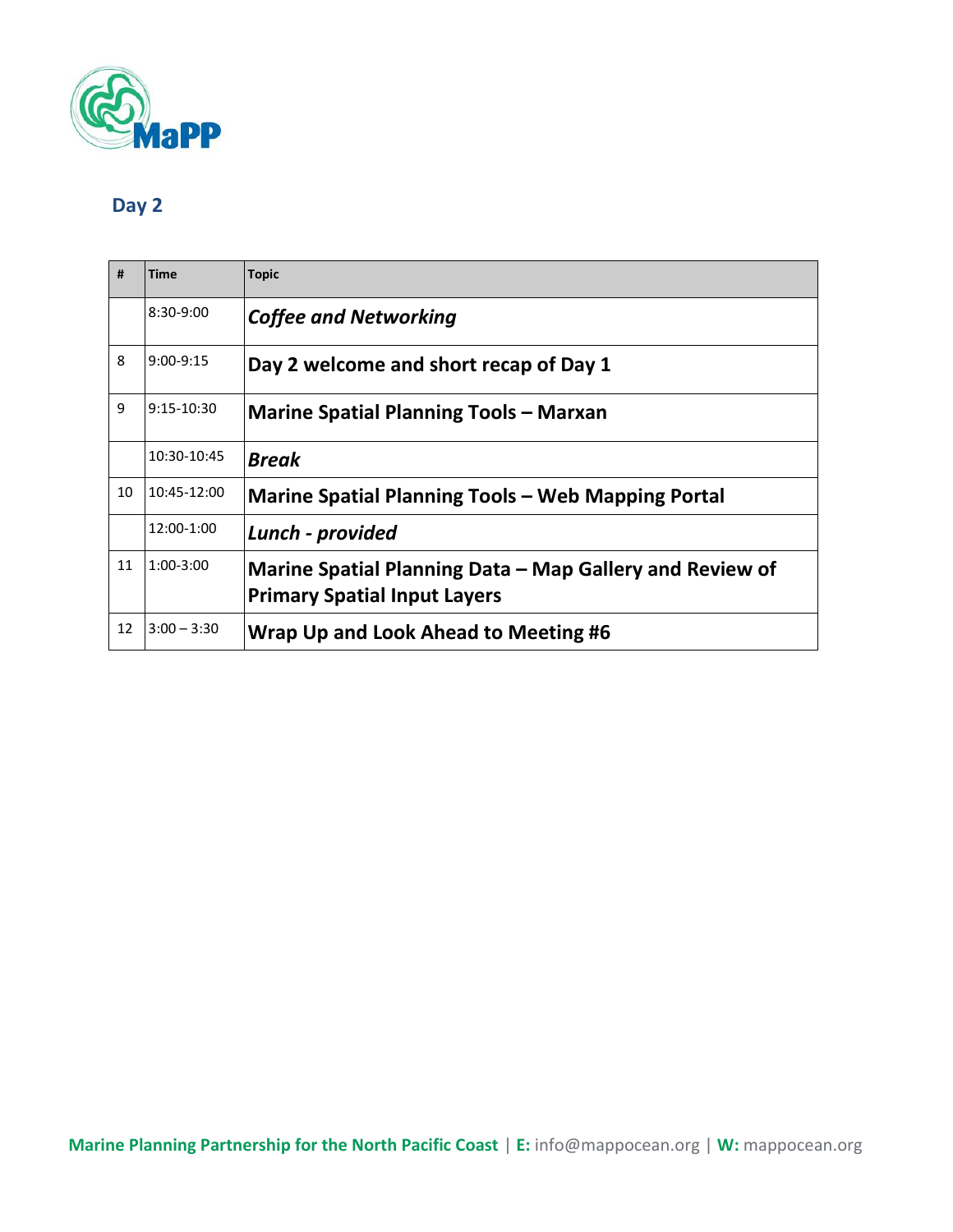MaPP

## Day 2

| # | Time | Topic |
|---|---|---|
| | 8:30-9:00 | ***Coffee and Networking*** |
| 8 | 9:00-9:15 | **Day 2 welcome and short recap of Day 1** |
| 9 | 9:15-10:30 | **Marine Spatial Planning Tools – Marxan** |
| | 10:30-10:45 | ***Break*** |
| 10 | 10:45-12:00 | **Marine Spatial Planning Tools – Web Mapping Portal** |
| | 12:00-1:00 | ***Lunch - provided*** |
| 11 | 1:00-3:00 | **Marine Spatial Planning Data – Map Gallery and Review of Primary Spatial Input Layers** |
| 12 | 3:00 – 3:30 | **Wrap Up and Look Ahead to Meeting #6** |